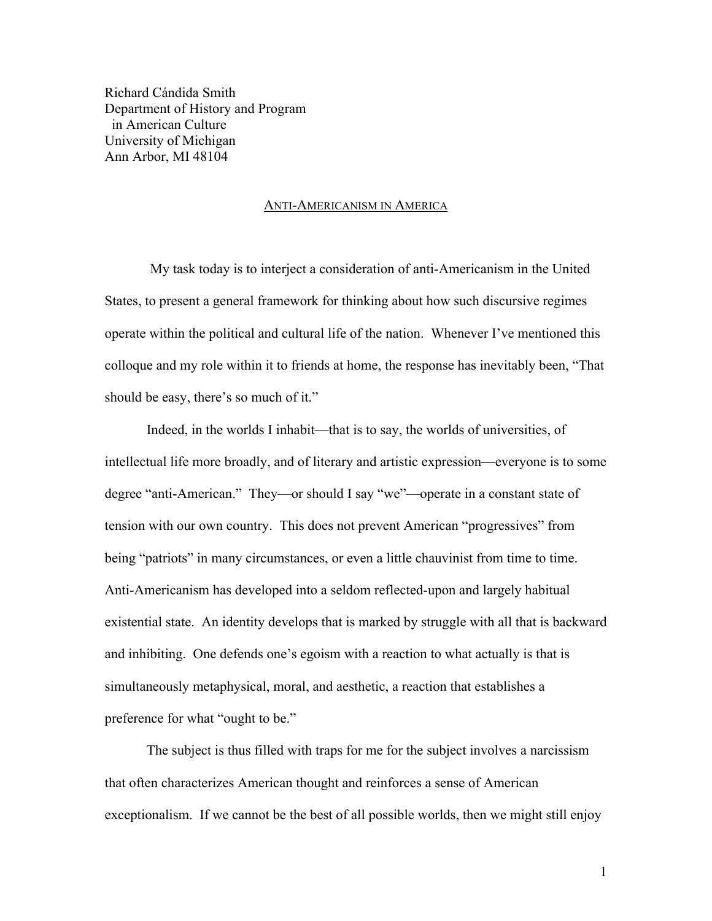Richard Cándida Smith
Department of History and Program
in American Culture
University of Michigan
Ann Arbor, MI 48104

# ANTI-AMERICANISM IN AMERICA

My task today is to interject a consideration of anti-Americanism in the United States, to present a general framework for thinking about how such discursive regimes operate within the political and cultural life of the nation. Whenever I've mentioned this colloque and my role within it to friends at home, the response has inevitably been, "That should be easy, there's so much of it."

Indeed, in the worlds I inhabit—that is to say, the worlds of universities, of intellectual life more broadly, and of literary and artistic expression—everyone is to some degree "anti-American." They—or should I say "we"—operate in a constant state of tension with our own country. This does not prevent American "progressives" from being "patriots" in many circumstances, or even a little chauvinist from time to time. Anti-Americanism has developed into a seldom reflected-upon and largely habitual existential state. An identity develops that is marked by struggle with all that is backward and inhibiting. One defends one's egoism with a reaction to what actually is that is simultaneously metaphysical, moral, and aesthetic, a reaction that establishes a preference for what "ought to be."

The subject is thus filled with traps for me for the subject involves a narcissism that often characterizes American thought and reinforces a sense of American exceptionalism. If we cannot be the best of all possible worlds, then we might still enjoy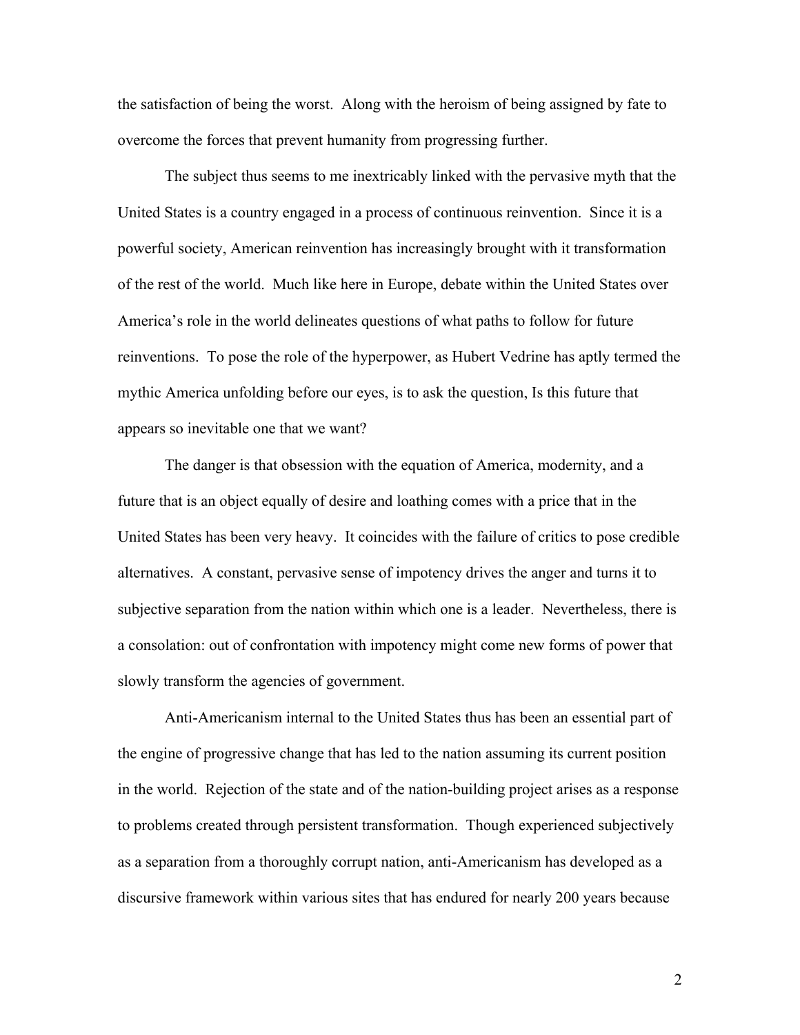the satisfaction of being the worst. Along with the heroism of being assigned by fate to overcome the forces that prevent humanity from progressing further.

The subject thus seems to me inextricably linked with the pervasive myth that the United States is a country engaged in a process of continuous reinvention. Since it is a powerful society, American reinvention has increasingly brought with it transformation of the rest of the world. Much like here in Europe, debate within the United States over America's role in the world delineates questions of what paths to follow for future reinventions. To pose the role of the hyperpower, as Hubert Vedrine has aptly termed the mythic America unfolding before our eyes, is to ask the question, Is this future that appears so inevitable one that we want?

The danger is that obsession with the equation of America, modernity, and a future that is an object equally of desire and loathing comes with a price that in the United States has been very heavy. It coincides with the failure of critics to pose credible alternatives. A constant, pervasive sense of impotency drives the anger and turns it to subjective separation from the nation within which one is a leader. Nevertheless, there is a consolation: out of confrontation with impotency might come new forms of power that slowly transform the agencies of government.

Anti-Americanism internal to the United States thus has been an essential part of the engine of progressive change that has led to the nation assuming its current position in the world. Rejection of the state and of the nation-building project arises as a response to problems created through persistent transformation. Though experienced subjectively as a separation from a thoroughly corrupt nation, anti-Americanism has developed as a discursive framework within various sites that has endured for nearly 200 years because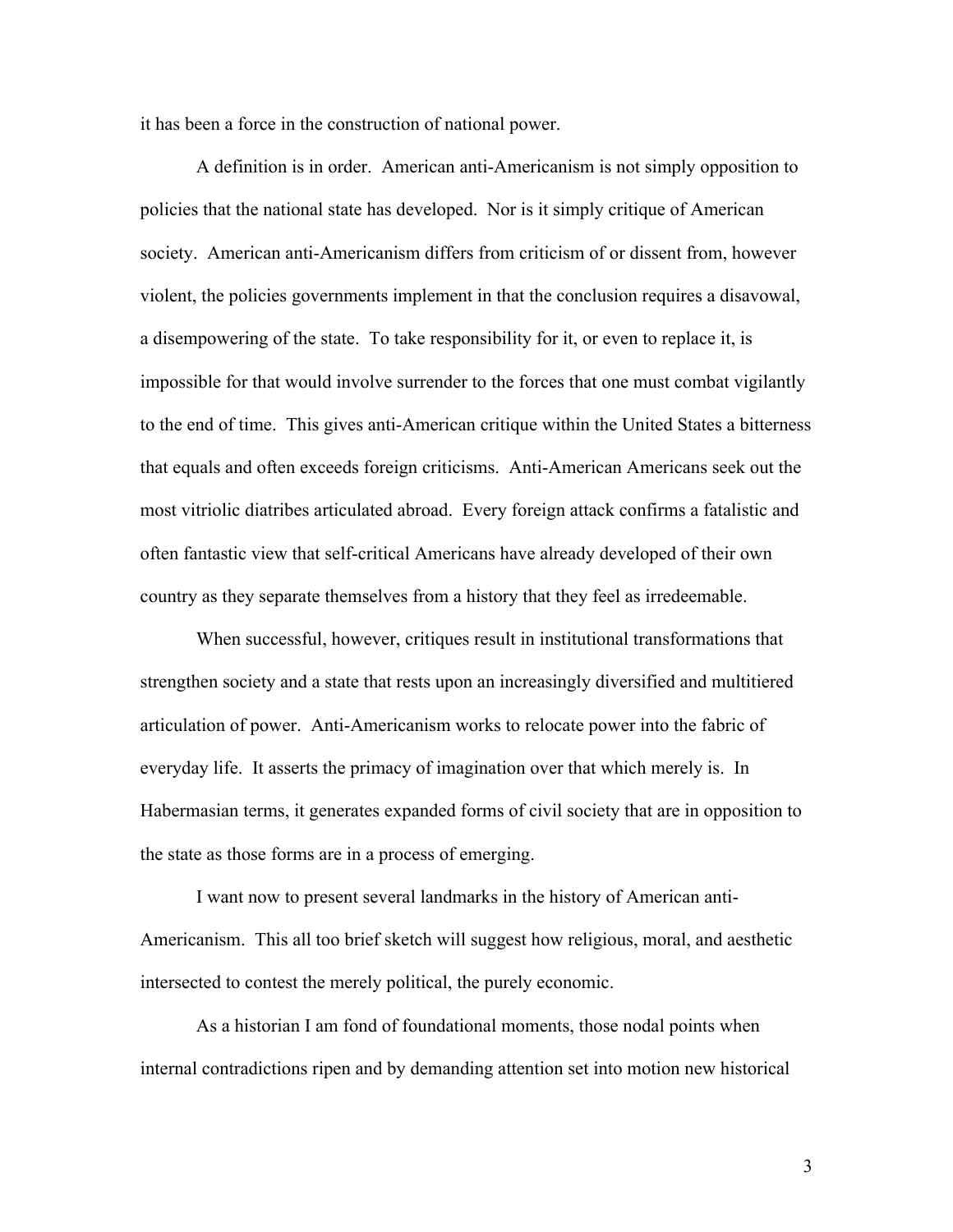it has been a force in the construction of national power.

A definition is in order. American anti-Americanism is not simply opposition to policies that the national state has developed. Nor is it simply critique of American society. American anti-Americanism differs from criticism of or dissent from, however violent, the policies governments implement in that the conclusion requires a disavowal, a disempowering of the state. To take responsibility for it, or even to replace it, is impossible for that would involve surrender to the forces that one must combat vigilantly to the end of time. This gives anti-American critique within the United States a bitterness that equals and often exceeds foreign criticisms. Anti-American Americans seek out the most vitriolic diatribes articulated abroad. Every foreign attack confirms a fatalistic and often fantastic view that self-critical Americans have already developed of their own country as they separate themselves from a history that they feel as irredeemable.

When successful, however, critiques result in institutional transformations that strengthen society and a state that rests upon an increasingly diversified and multitiered articulation of power. Anti-Americanism works to relocate power into the fabric of everyday life. It asserts the primacy of imagination over that which merely is. In Habermasian terms, it generates expanded forms of civil society that are in opposition to the state as those forms are in a process of emerging.

I want now to present several landmarks in the history of American anti-Americanism. This all too brief sketch will suggest how religious, moral, and aesthetic intersected to contest the merely political, the purely economic.

As a historian I am fond of foundational moments, those nodal points when internal contradictions ripen and by demanding attention set into motion new historical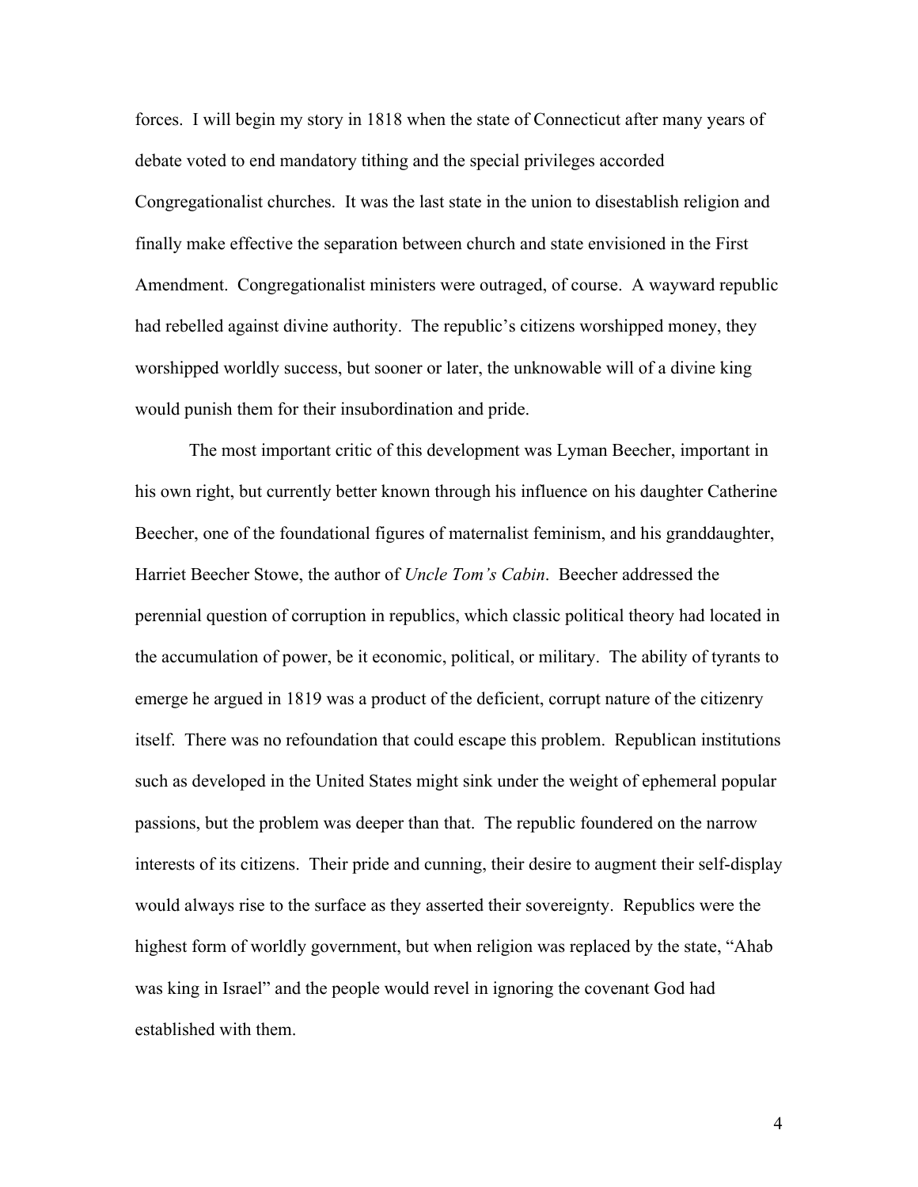forces. I will begin my story in 1818 when the state of Connecticut after many years of debate voted to end mandatory tithing and the special privileges accorded Congregationalist churches. It was the last state in the union to disestablish religion and finally make effective the separation between church and state envisioned in the First Amendment. Congregationalist ministers were outraged, of course. A wayward republic had rebelled against divine authority. The republic's citizens worshipped money, they worshipped worldly success, but sooner or later, the unknowable will of a divine king would punish them for their insubordination and pride.

The most important critic of this development was Lyman Beecher, important in his own right, but currently better known through his influence on his daughter Catherine Beecher, one of the foundational figures of maternalist feminism, and his granddaughter, Harriet Beecher Stowe, the author of *Uncle Tom's Cabin*. Beecher addressed the perennial question of corruption in republics, which classic political theory had located in the accumulation of power, be it economic, political, or military. The ability of tyrants to emerge he argued in 1819 was a product of the deficient, corrupt nature of the citizenry itself. There was no refoundation that could escape this problem. Republican institutions such as developed in the United States might sink under the weight of ephemeral popular passions, but the problem was deeper than that. The republic foundered on the narrow interests of its citizens. Their pride and cunning, their desire to augment their self-display would always rise to the surface as they asserted their sovereignty. Republics were the highest form of worldly government, but when religion was replaced by the state, "Ahab was king in Israel" and the people would revel in ignoring the covenant God had established with them.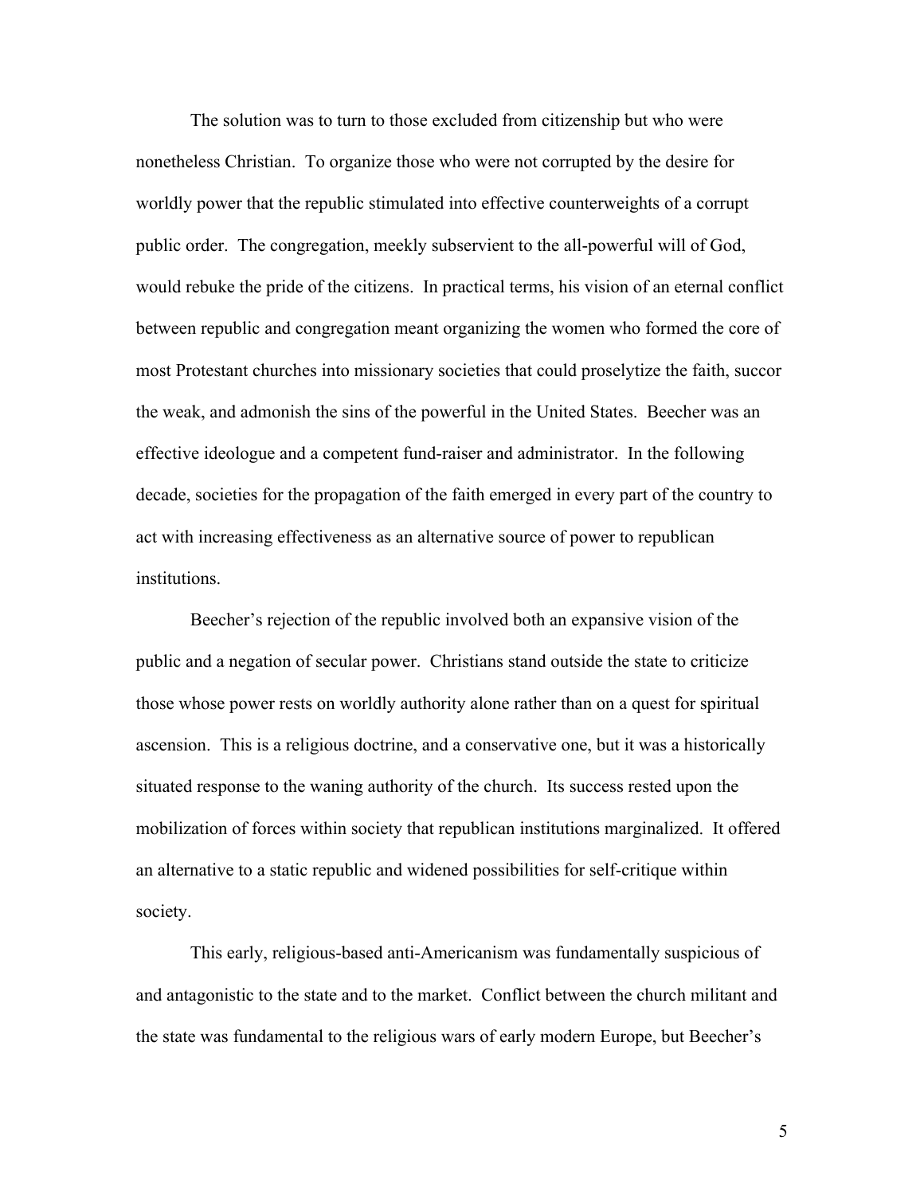The solution was to turn to those excluded from citizenship but who were nonetheless Christian. To organize those who were not corrupted by the desire for worldly power that the republic stimulated into effective counterweights of a corrupt public order. The congregation, meekly subservient to the all-powerful will of God, would rebuke the pride of the citizens. In practical terms, his vision of an eternal conflict between republic and congregation meant organizing the women who formed the core of most Protestant churches into missionary societies that could proselytize the faith, succor the weak, and admonish the sins of the powerful in the United States. Beecher was an effective ideologue and a competent fund-raiser and administrator. In the following decade, societies for the propagation of the faith emerged in every part of the country to act with increasing effectiveness as an alternative source of power to republican institutions.

Beecher's rejection of the republic involved both an expansive vision of the public and a negation of secular power. Christians stand outside the state to criticize those whose power rests on worldly authority alone rather than on a quest for spiritual ascension. This is a religious doctrine, and a conservative one, but it was a historically situated response to the waning authority of the church. Its success rested upon the mobilization of forces within society that republican institutions marginalized. It offered an alternative to a static republic and widened possibilities for self-critique within society.

This early, religious-based anti-Americanism was fundamentally suspicious of and antagonistic to the state and to the market. Conflict between the church militant and the state was fundamental to the religious wars of early modern Europe, but Beecher's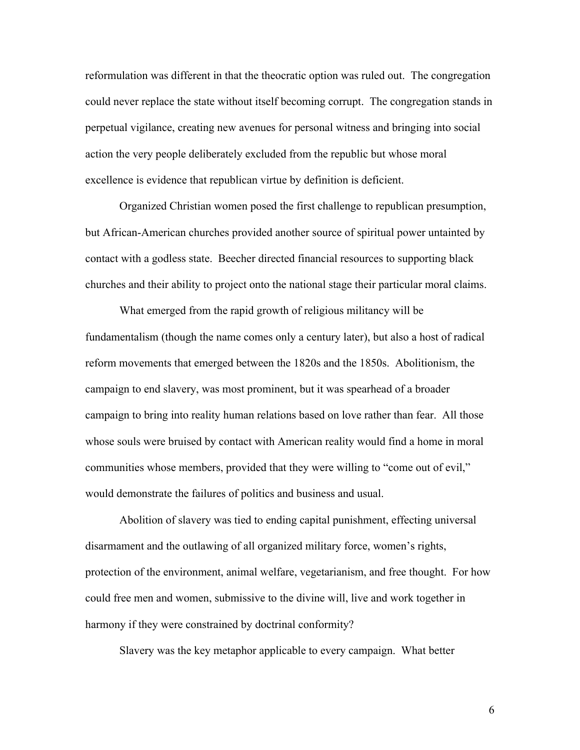reformulation was different in that the theocratic option was ruled out. The congregation could never replace the state without itself becoming corrupt. The congregation stands in perpetual vigilance, creating new avenues for personal witness and bringing into social action the very people deliberately excluded from the republic but whose moral excellence is evidence that republican virtue by definition is deficient.

Organized Christian women posed the first challenge to republican presumption, but African-American churches provided another source of spiritual power untainted by contact with a godless state. Beecher directed financial resources to supporting black churches and their ability to project onto the national stage their particular moral claims.

What emerged from the rapid growth of religious militancy will be fundamentalism (though the name comes only a century later), but also a host of radical reform movements that emerged between the 1820s and the 1850s. Abolitionism, the campaign to end slavery, was most prominent, but it was spearhead of a broader campaign to bring into reality human relations based on love rather than fear. All those whose souls were bruised by contact with American reality would find a home in moral communities whose members, provided that they were willing to "come out of evil," would demonstrate the failures of politics and business and usual.

Abolition of slavery was tied to ending capital punishment, effecting universal disarmament and the outlawing of all organized military force, women's rights, protection of the environment, animal welfare, vegetarianism, and free thought. For how could free men and women, submissive to the divine will, live and work together in harmony if they were constrained by doctrinal conformity?

Slavery was the key metaphor applicable to every campaign. What better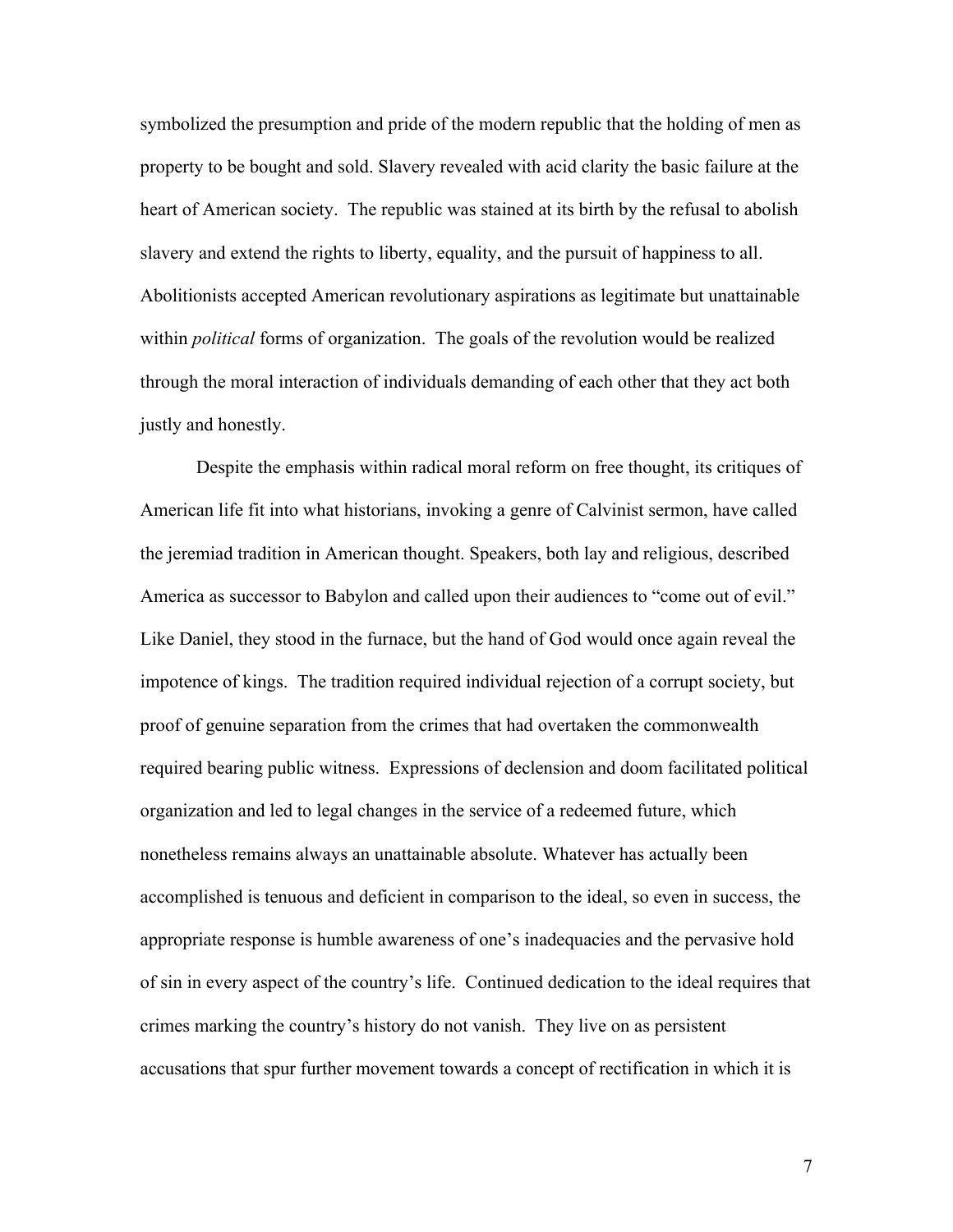symbolized the presumption and pride of the modern republic that the holding of men as property to be bought and sold. Slavery revealed with acid clarity the basic failure at the heart of American society. The republic was stained at its birth by the refusal to abolish slavery and extend the rights to liberty, equality, and the pursuit of happiness to all. Abolitionists accepted American revolutionary aspirations as legitimate but unattainable within *political* forms of organization. The goals of the revolution would be realized through the moral interaction of individuals demanding of each other that they act both justly and honestly.

Despite the emphasis within radical moral reform on free thought, its critiques of American life fit into what historians, invoking a genre of Calvinist sermon, have called the jeremiad tradition in American thought. Speakers, both lay and religious, described America as successor to Babylon and called upon their audiences to "come out of evil." Like Daniel, they stood in the furnace, but the hand of God would once again reveal the impotence of kings. The tradition required individual rejection of a corrupt society, but proof of genuine separation from the crimes that had overtaken the commonwealth required bearing public witness. Expressions of declension and doom facilitated political organization and led to legal changes in the service of a redeemed future, which nonetheless remains always an unattainable absolute. Whatever has actually been accomplished is tenuous and deficient in comparison to the ideal, so even in success, the appropriate response is humble awareness of one's inadequacies and the pervasive hold of sin in every aspect of the country's life. Continued dedication to the ideal requires that crimes marking the country's history do not vanish. They live on as persistent accusations that spur further movement towards a concept of rectification in which it is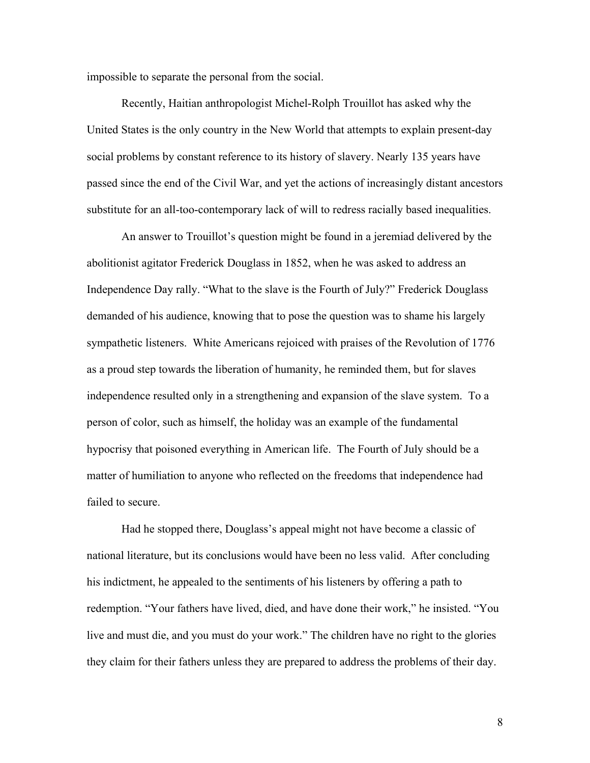impossible to separate the personal from the social.

Recently, Haitian anthropologist Michel-Rolph Trouillot has asked why the United States is the only country in the New World that attempts to explain present-day social problems by constant reference to its history of slavery. Nearly 135 years have passed since the end of the Civil War, and yet the actions of increasingly distant ancestors substitute for an all-too-contemporary lack of will to redress racially based inequalities.

An answer to Trouillot's question might be found in a jeremiad delivered by the abolitionist agitator Frederick Douglass in 1852, when he was asked to address an Independence Day rally. "What to the slave is the Fourth of July?" Frederick Douglass demanded of his audience, knowing that to pose the question was to shame his largely sympathetic listeners. White Americans rejoiced with praises of the Revolution of 1776 as a proud step towards the liberation of humanity, he reminded them, but for slaves independence resulted only in a strengthening and expansion of the slave system. To a person of color, such as himself, the holiday was an example of the fundamental hypocrisy that poisoned everything in American life. The Fourth of July should be a matter of humiliation to anyone who reflected on the freedoms that independence had failed to secure.

Had he stopped there, Douglass's appeal might not have become a classic of national literature, but its conclusions would have been no less valid. After concluding his indictment, he appealed to the sentiments of his listeners by offering a path to redemption. "Your fathers have lived, died, and have done their work," he insisted. "You live and must die, and you must do your work." The children have no right to the glories they claim for their fathers unless they are prepared to address the problems of their day.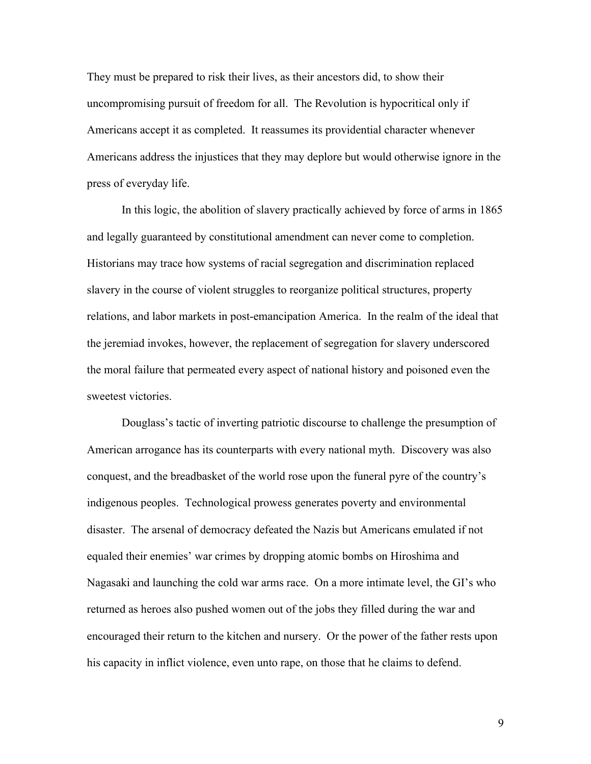They must be prepared to risk their lives, as their ancestors did, to show their uncompromising pursuit of freedom for all. The Revolution is hypocritical only if Americans accept it as completed. It reassumes its providential character whenever Americans address the injustices that they may deplore but would otherwise ignore in the press of everyday life.

In this logic, the abolition of slavery practically achieved by force of arms in 1865 and legally guaranteed by constitutional amendment can never come to completion. Historians may trace how systems of racial segregation and discrimination replaced slavery in the course of violent struggles to reorganize political structures, property relations, and labor markets in post-emancipation America. In the realm of the ideal that the jeremiad invokes, however, the replacement of segregation for slavery underscored the moral failure that permeated every aspect of national history and poisoned even the sweetest victories.

Douglass's tactic of inverting patriotic discourse to challenge the presumption of American arrogance has its counterparts with every national myth. Discovery was also conquest, and the breadbasket of the world rose upon the funeral pyre of the country's indigenous peoples. Technological prowess generates poverty and environmental disaster. The arsenal of democracy defeated the Nazis but Americans emulated if not equaled their enemies' war crimes by dropping atomic bombs on Hiroshima and Nagasaki and launching the cold war arms race. On a more intimate level, the GI's who returned as heroes also pushed women out of the jobs they filled during the war and encouraged their return to the kitchen and nursery. Or the power of the father rests upon his capacity in inflict violence, even unto rape, on those that he claims to defend.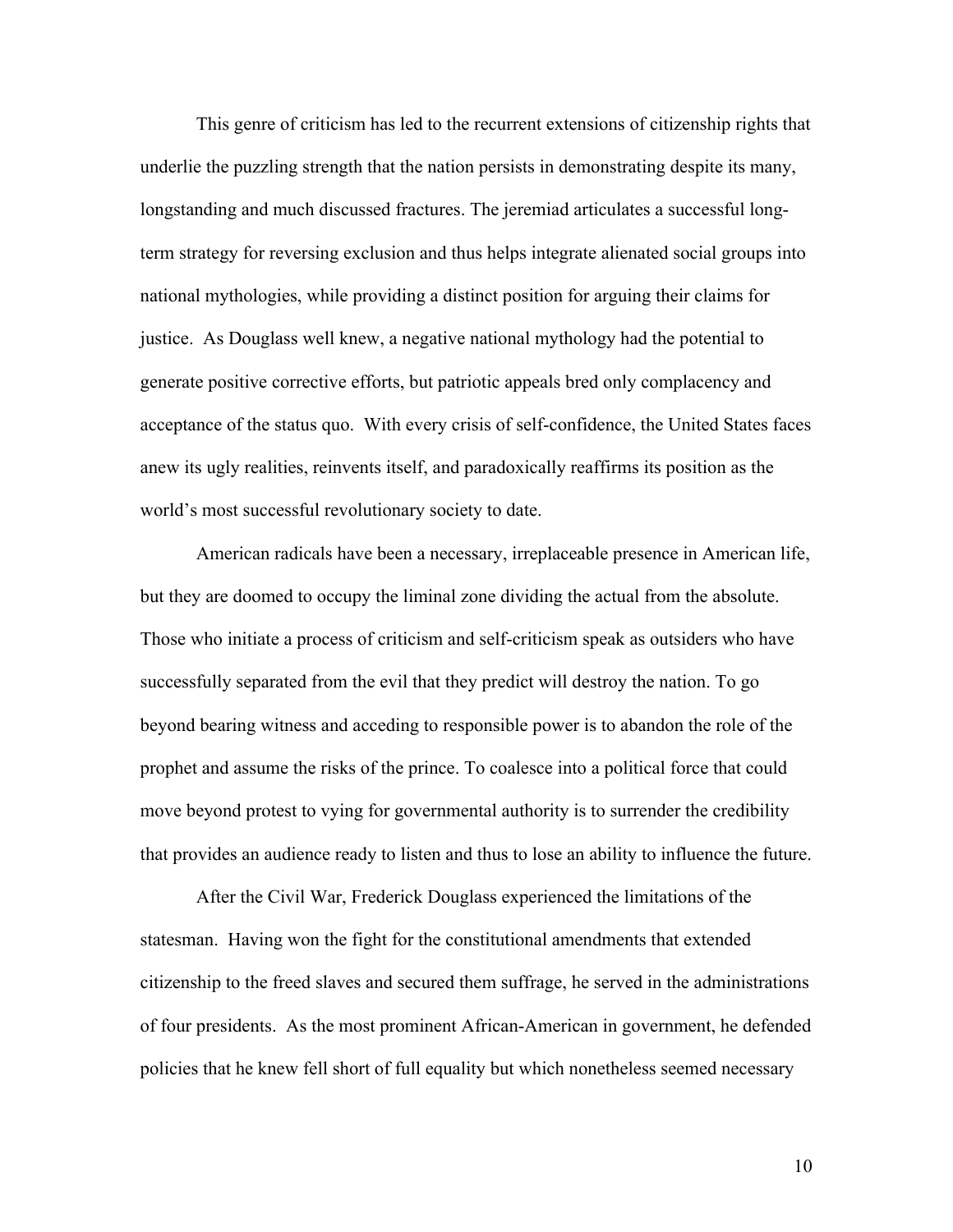This genre of criticism has led to the recurrent extensions of citizenship rights that underlie the puzzling strength that the nation persists in demonstrating despite its many, longstanding and much discussed fractures. The jeremiad articulates a successful long-term strategy for reversing exclusion and thus helps integrate alienated social groups into national mythologies, while providing a distinct position for arguing their claims for justice. As Douglass well knew, a negative national mythology had the potential to generate positive corrective efforts, but patriotic appeals bred only complacency and acceptance of the status quo. With every crisis of self-confidence, the United States faces anew its ugly realities, reinvents itself, and paradoxically reaffirms its position as the world's most successful revolutionary society to date.

American radicals have been a necessary, irreplaceable presence in American life, but they are doomed to occupy the liminal zone dividing the actual from the absolute. Those who initiate a process of criticism and self-criticism speak as outsiders who have successfully separated from the evil that they predict will destroy the nation. To go beyond bearing witness and acceding to responsible power is to abandon the role of the prophet and assume the risks of the prince. To coalesce into a political force that could move beyond protest to vying for governmental authority is to surrender the credibility that provides an audience ready to listen and thus to lose an ability to influence the future.

After the Civil War, Frederick Douglass experienced the limitations of the statesman. Having won the fight for the constitutional amendments that extended citizenship to the freed slaves and secured them suffrage, he served in the administrations of four presidents. As the most prominent African-American in government, he defended policies that he knew fell short of full equality but which nonetheless seemed necessary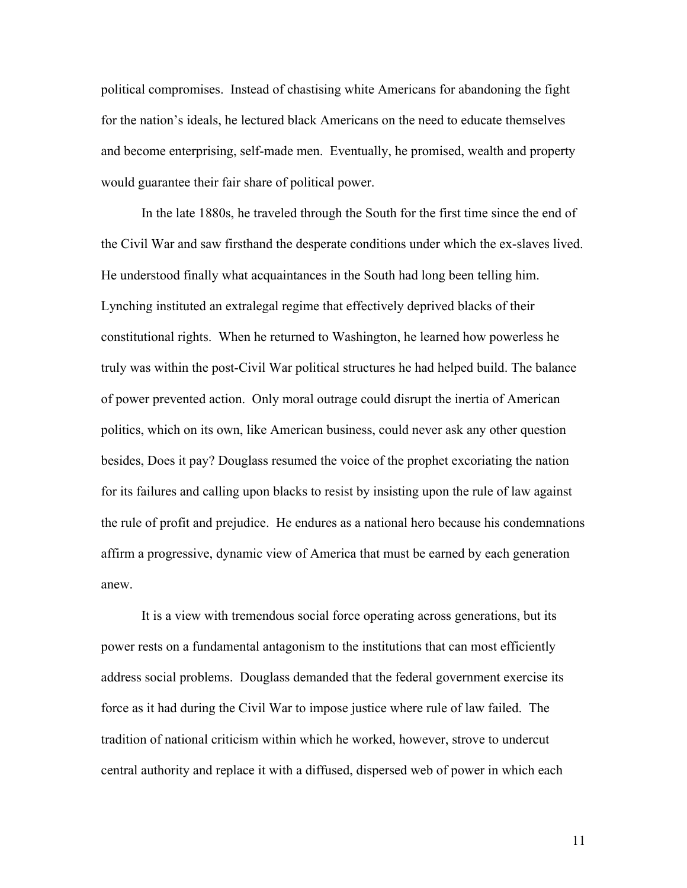political compromises. Instead of chastising white Americans for abandoning the fight for the nation's ideals, he lectured black Americans on the need to educate themselves and become enterprising, self-made men. Eventually, he promised, wealth and property would guarantee their fair share of political power.

In the late 1880s, he traveled through the South for the first time since the end of the Civil War and saw firsthand the desperate conditions under which the ex-slaves lived. He understood finally what acquaintances in the South had long been telling him. Lynching instituted an extralegal regime that effectively deprived blacks of their constitutional rights. When he returned to Washington, he learned how powerless he truly was within the post-Civil War political structures he had helped build. The balance of power prevented action. Only moral outrage could disrupt the inertia of American politics, which on its own, like American business, could never ask any other question besides, Does it pay? Douglass resumed the voice of the prophet excoriating the nation for its failures and calling upon blacks to resist by insisting upon the rule of law against the rule of profit and prejudice. He endures as a national hero because his condemnations affirm a progressive, dynamic view of America that must be earned by each generation anew.

It is a view with tremendous social force operating across generations, but its power rests on a fundamental antagonism to the institutions that can most efficiently address social problems. Douglass demanded that the federal government exercise its force as it had during the Civil War to impose justice where rule of law failed. The tradition of national criticism within which he worked, however, strove to undercut central authority and replace it with a diffused, dispersed web of power in which each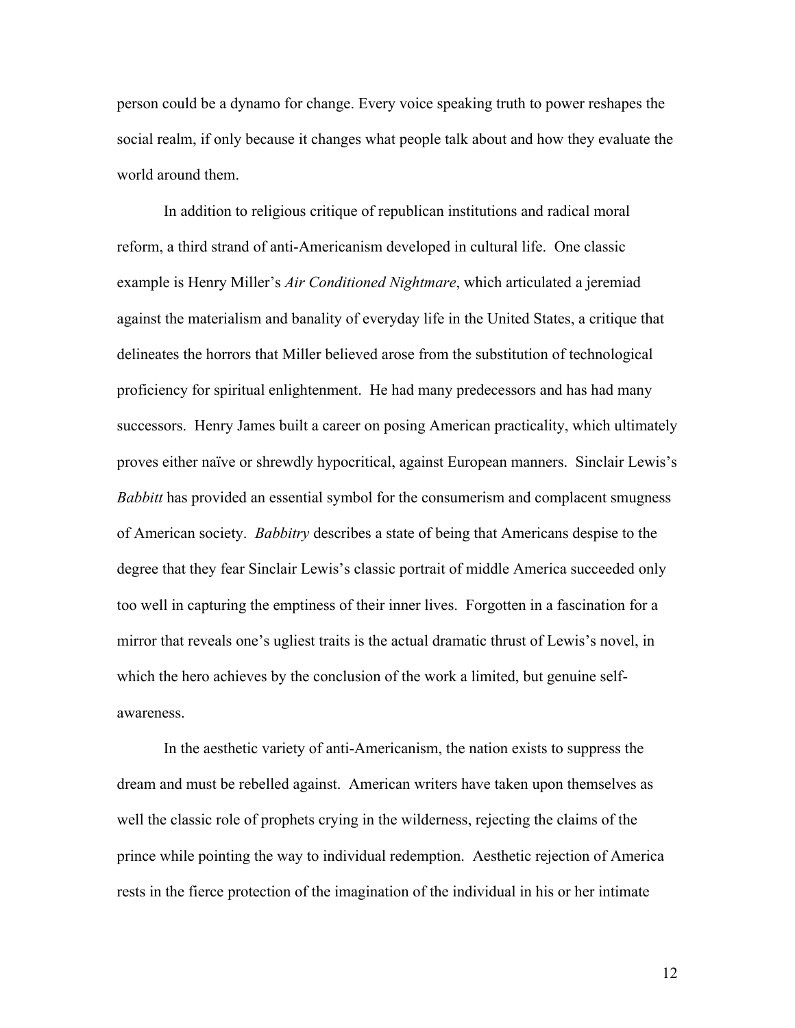person could be a dynamo for change. Every voice speaking truth to power reshapes the social realm, if only because it changes what people talk about and how they evaluate the world around them.

In addition to religious critique of republican institutions and radical moral reform, a third strand of anti-Americanism developed in cultural life. One classic example is Henry Miller's *Air Conditioned Nightmare*, which articulated a jeremiad against the materialism and banality of everyday life in the United States, a critique that delineates the horrors that Miller believed arose from the substitution of technological proficiency for spiritual enlightenment. He had many predecessors and has had many successors. Henry James built a career on posing American practicality, which ultimately proves either naïve or shrewdly hypocritical, against European manners. Sinclair Lewis's *Babbitt* has provided an essential symbol for the consumerism and complacent smugness of American society. *Babbitry* describes a state of being that Americans despise to the degree that they fear Sinclair Lewis's classic portrait of middle America succeeded only too well in capturing the emptiness of their inner lives. Forgotten in a fascination for a mirror that reveals one's ugliest traits is the actual dramatic thrust of Lewis's novel, in which the hero achieves by the conclusion of the work a limited, but genuine self-awareness.

In the aesthetic variety of anti-Americanism, the nation exists to suppress the dream and must be rebelled against. American writers have taken upon themselves as well the classic role of prophets crying in the wilderness, rejecting the claims of the prince while pointing the way to individual redemption. Aesthetic rejection of America rests in the fierce protection of the imagination of the individual in his or her intimate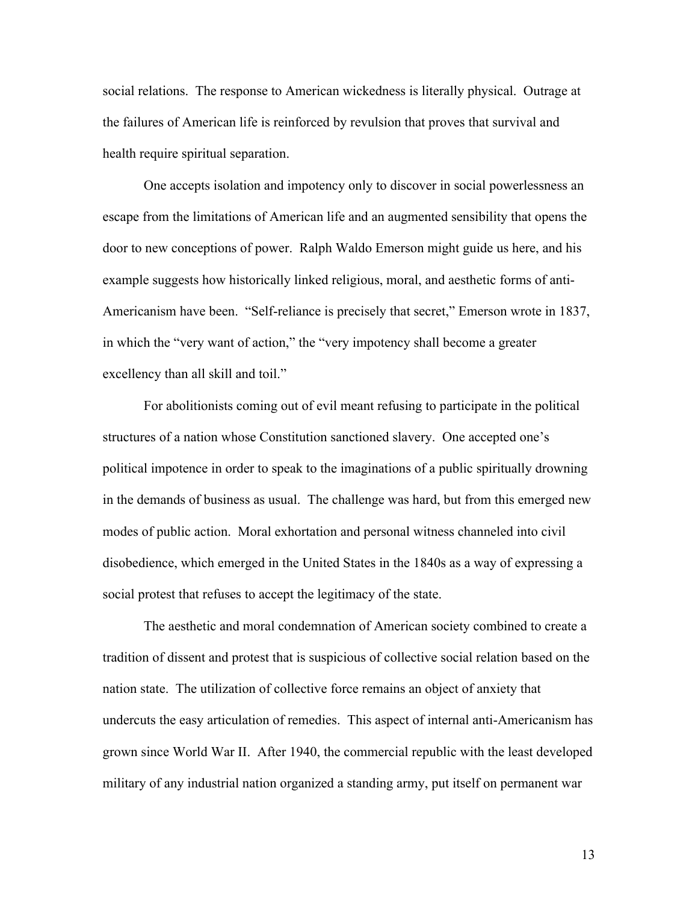social relations. The response to American wickedness is literally physical. Outrage at the failures of American life is reinforced by revulsion that proves that survival and health require spiritual separation.

One accepts isolation and impotency only to discover in social powerlessness an escape from the limitations of American life and an augmented sensibility that opens the door to new conceptions of power. Ralph Waldo Emerson might guide us here, and his example suggests how historically linked religious, moral, and aesthetic forms of anti-Americanism have been. "Self-reliance is precisely that secret," Emerson wrote in 1837, in which the "very want of action," the "very impotency shall become a greater excellency than all skill and toil."

For abolitionists coming out of evil meant refusing to participate in the political structures of a nation whose Constitution sanctioned slavery. One accepted one's political impotence in order to speak to the imaginations of a public spiritually drowning in the demands of business as usual. The challenge was hard, but from this emerged new modes of public action. Moral exhortation and personal witness channeled into civil disobedience, which emerged in the United States in the 1840s as a way of expressing a social protest that refuses to accept the legitimacy of the state.

The aesthetic and moral condemnation of American society combined to create a tradition of dissent and protest that is suspicious of collective social relation based on the nation state. The utilization of collective force remains an object of anxiety that undercuts the easy articulation of remedies. This aspect of internal anti-Americanism has grown since World War II. After 1940, the commercial republic with the least developed military of any industrial nation organized a standing army, put itself on permanent war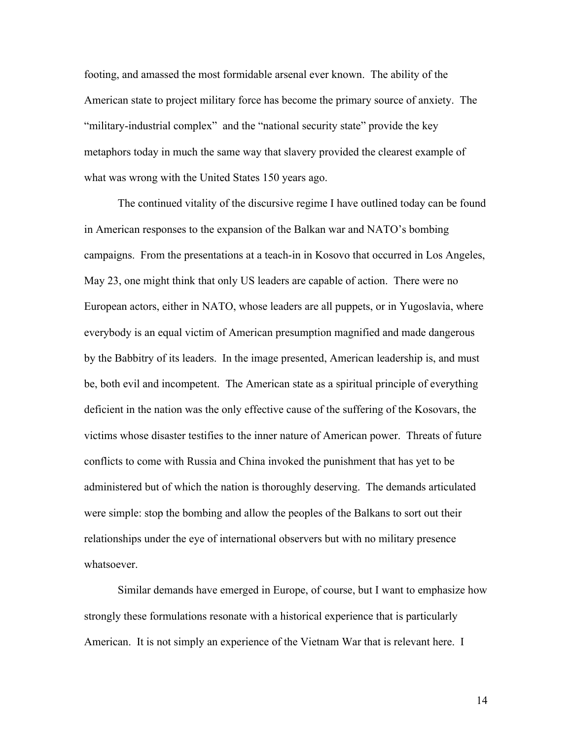footing, and amassed the most formidable arsenal ever known. The ability of the American state to project military force has become the primary source of anxiety. The "military-industrial complex" and the "national security state" provide the key metaphors today in much the same way that slavery provided the clearest example of what was wrong with the United States 150 years ago.

The continued vitality of the discursive regime I have outlined today can be found in American responses to the expansion of the Balkan war and NATO's bombing campaigns. From the presentations at a teach-in in Kosovo that occurred in Los Angeles, May 23, one might think that only US leaders are capable of action. There were no European actors, either in NATO, whose leaders are all puppets, or in Yugoslavia, where everybody is an equal victim of American presumption magnified and made dangerous by the Babbitry of its leaders. In the image presented, American leadership is, and must be, both evil and incompetent. The American state as a spiritual principle of everything deficient in the nation was the only effective cause of the suffering of the Kosovars, the victims whose disaster testifies to the inner nature of American power. Threats of future conflicts to come with Russia and China invoked the punishment that has yet to be administered but of which the nation is thoroughly deserving. The demands articulated were simple: stop the bombing and allow the peoples of the Balkans to sort out their relationships under the eye of international observers but with no military presence whatsoever.

Similar demands have emerged in Europe, of course, but I want to emphasize how strongly these formulations resonate with a historical experience that is particularly American. It is not simply an experience of the Vietnam War that is relevant here. I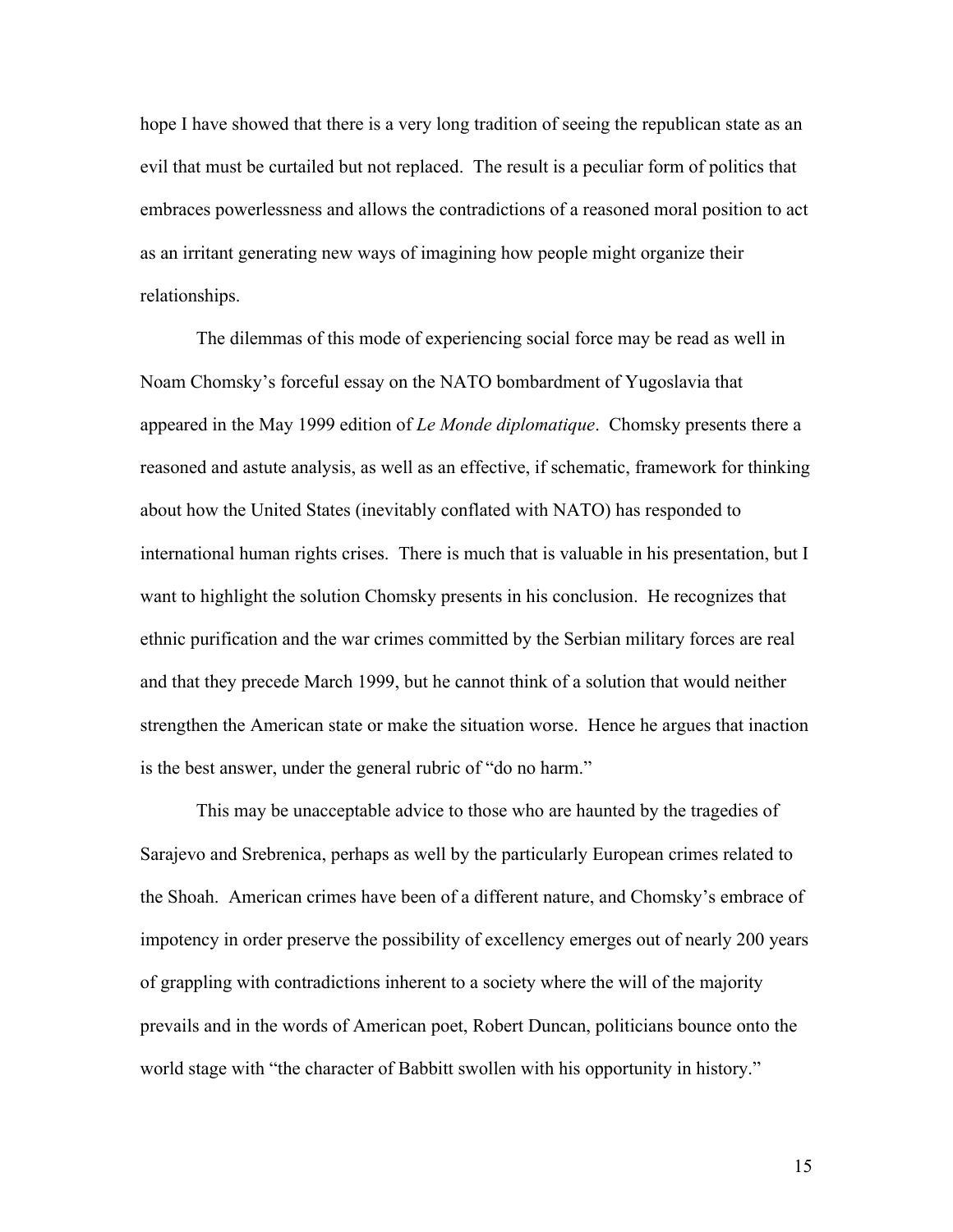hope I have showed that there is a very long tradition of seeing the republican state as an evil that must be curtailed but not replaced. The result is a peculiar form of politics that embraces powerlessness and allows the contradictions of a reasoned moral position to act as an irritant generating new ways of imagining how people might organize their relationships.

The dilemmas of this mode of experiencing social force may be read as well in Noam Chomsky's forceful essay on the NATO bombardment of Yugoslavia that appeared in the May 1999 edition of *Le Monde diplomatique*. Chomsky presents there a reasoned and astute analysis, as well as an effective, if schematic, framework for thinking about how the United States (inevitably conflated with NATO) has responded to international human rights crises. There is much that is valuable in his presentation, but I want to highlight the solution Chomsky presents in his conclusion. He recognizes that ethnic purification and the war crimes committed by the Serbian military forces are real and that they precede March 1999, but he cannot think of a solution that would neither strengthen the American state or make the situation worse. Hence he argues that inaction is the best answer, under the general rubric of "do no harm."

This may be unacceptable advice to those who are haunted by the tragedies of Sarajevo and Srebrenica, perhaps as well by the particularly European crimes related to the Shoah. American crimes have been of a different nature, and Chomsky's embrace of impotency in order preserve the possibility of excellency emerges out of nearly 200 years of grappling with contradictions inherent to a society where the will of the majority prevails and in the words of American poet, Robert Duncan, politicians bounce onto the world stage with "the character of Babbitt swollen with his opportunity in history."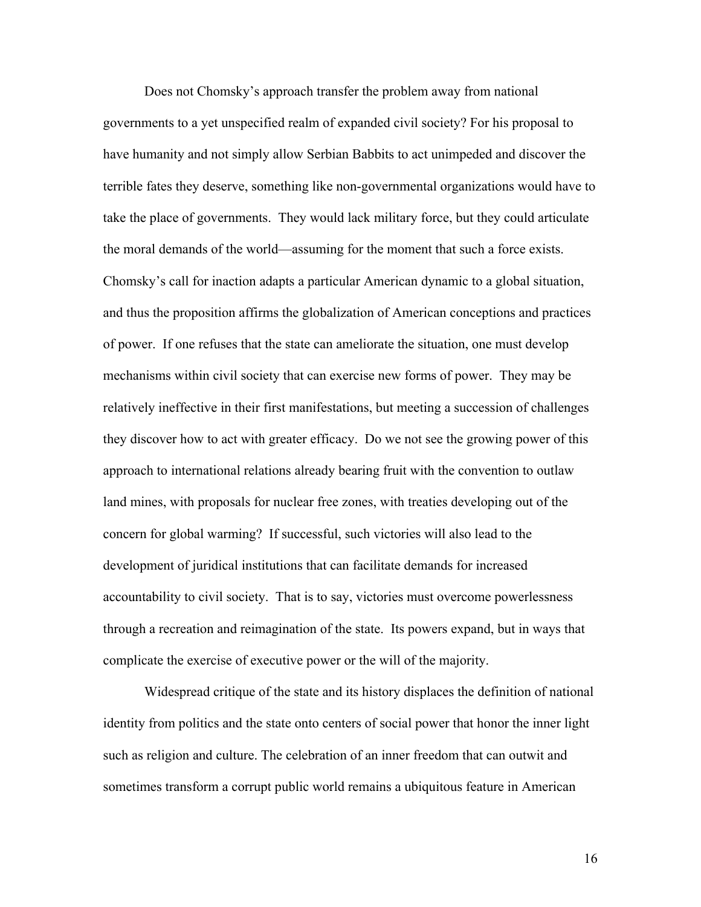Does not Chomsky's approach transfer the problem away from national governments to a yet unspecified realm of expanded civil society? For his proposal to have humanity and not simply allow Serbian Babbits to act unimpeded and discover the terrible fates they deserve, something like non-governmental organizations would have to take the place of governments. They would lack military force, but they could articulate the moral demands of the world—assuming for the moment that such a force exists. Chomsky's call for inaction adapts a particular American dynamic to a global situation, and thus the proposition affirms the globalization of American conceptions and practices of power. If one refuses that the state can ameliorate the situation, one must develop mechanisms within civil society that can exercise new forms of power. They may be relatively ineffective in their first manifestations, but meeting a succession of challenges they discover how to act with greater efficacy. Do we not see the growing power of this approach to international relations already bearing fruit with the convention to outlaw land mines, with proposals for nuclear free zones, with treaties developing out of the concern for global warming? If successful, such victories will also lead to the development of juridical institutions that can facilitate demands for increased accountability to civil society. That is to say, victories must overcome powerlessness through a recreation and reimagination of the state. Its powers expand, but in ways that complicate the exercise of executive power or the will of the majority.

Widespread critique of the state and its history displaces the definition of national identity from politics and the state onto centers of social power that honor the inner light such as religion and culture. The celebration of an inner freedom that can outwit and sometimes transform a corrupt public world remains a ubiquitous feature in American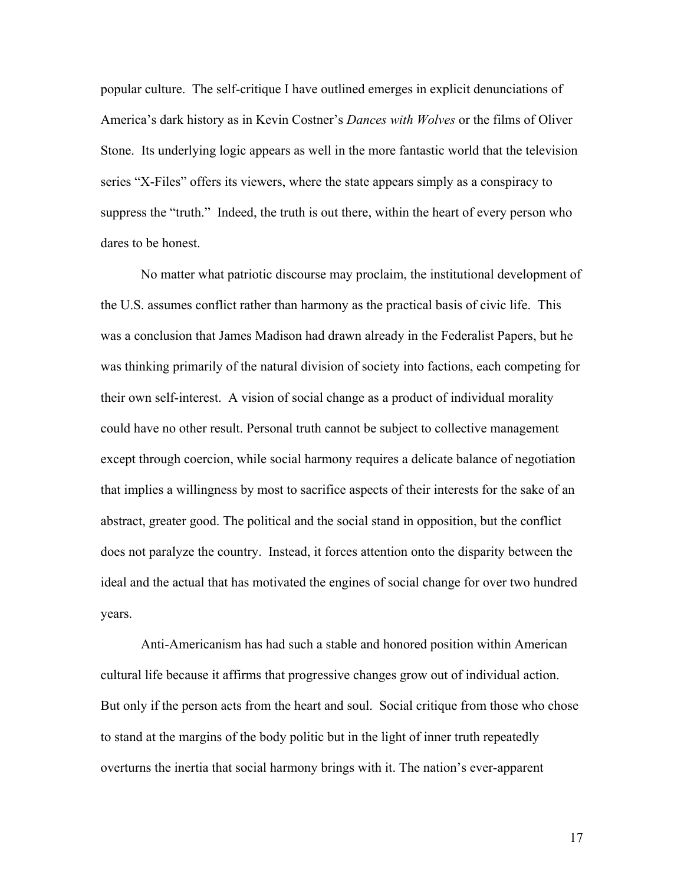popular culture. The self-critique I have outlined emerges in explicit denunciations of America's dark history as in Kevin Costner's *Dances with Wolves* or the films of Oliver Stone. Its underlying logic appears as well in the more fantastic world that the television series "X-Files" offers its viewers, where the state appears simply as a conspiracy to suppress the "truth." Indeed, the truth is out there, within the heart of every person who dares to be honest.

No matter what patriotic discourse may proclaim, the institutional development of the U.S. assumes conflict rather than harmony as the practical basis of civic life. This was a conclusion that James Madison had drawn already in the Federalist Papers, but he was thinking primarily of the natural division of society into factions, each competing for their own self-interest. A vision of social change as a product of individual morality could have no other result. Personal truth cannot be subject to collective management except through coercion, while social harmony requires a delicate balance of negotiation that implies a willingness by most to sacrifice aspects of their interests for the sake of an abstract, greater good. The political and the social stand in opposition, but the conflict does not paralyze the country. Instead, it forces attention onto the disparity between the ideal and the actual that has motivated the engines of social change for over two hundred years.

Anti-Americanism has had such a stable and honored position within American cultural life because it affirms that progressive changes grow out of individual action. But only if the person acts from the heart and soul. Social critique from those who chose to stand at the margins of the body politic but in the light of inner truth repeatedly overturns the inertia that social harmony brings with it. The nation's ever-apparent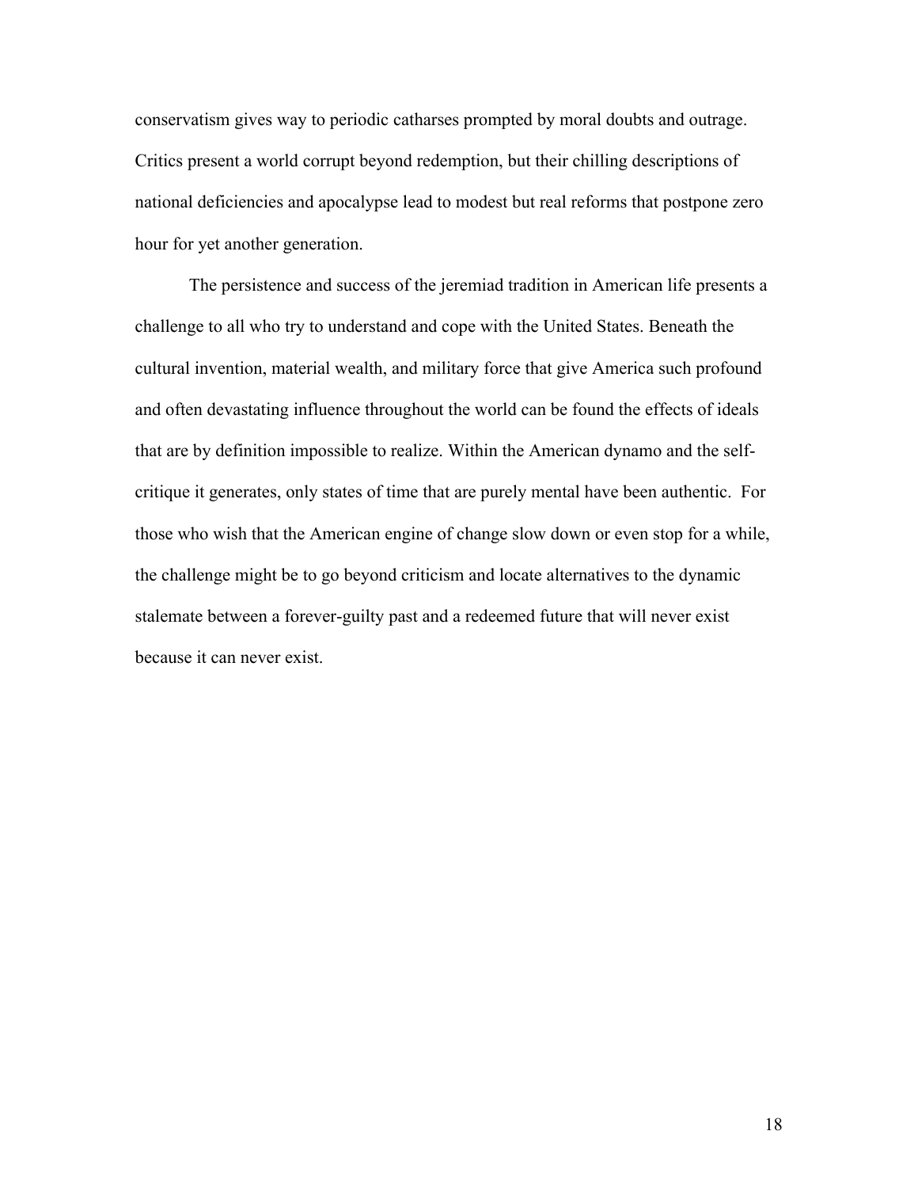conservatism gives way to periodic catharses prompted by moral doubts and outrage. Critics present a world corrupt beyond redemption, but their chilling descriptions of national deficiencies and apocalypse lead to modest but real reforms that postpone zero hour for yet another generation.

The persistence and success of the jeremiad tradition in American life presents a challenge to all who try to understand and cope with the United States. Beneath the cultural invention, material wealth, and military force that give America such profound and often devastating influence throughout the world can be found the effects of ideals that are by definition impossible to realize. Within the American dynamo and the self-critique it generates, only states of time that are purely mental have been authentic. For those who wish that the American engine of change slow down or even stop for a while, the challenge might be to go beyond criticism and locate alternatives to the dynamic stalemate between a forever-guilty past and a redeemed future that will never exist because it can never exist.